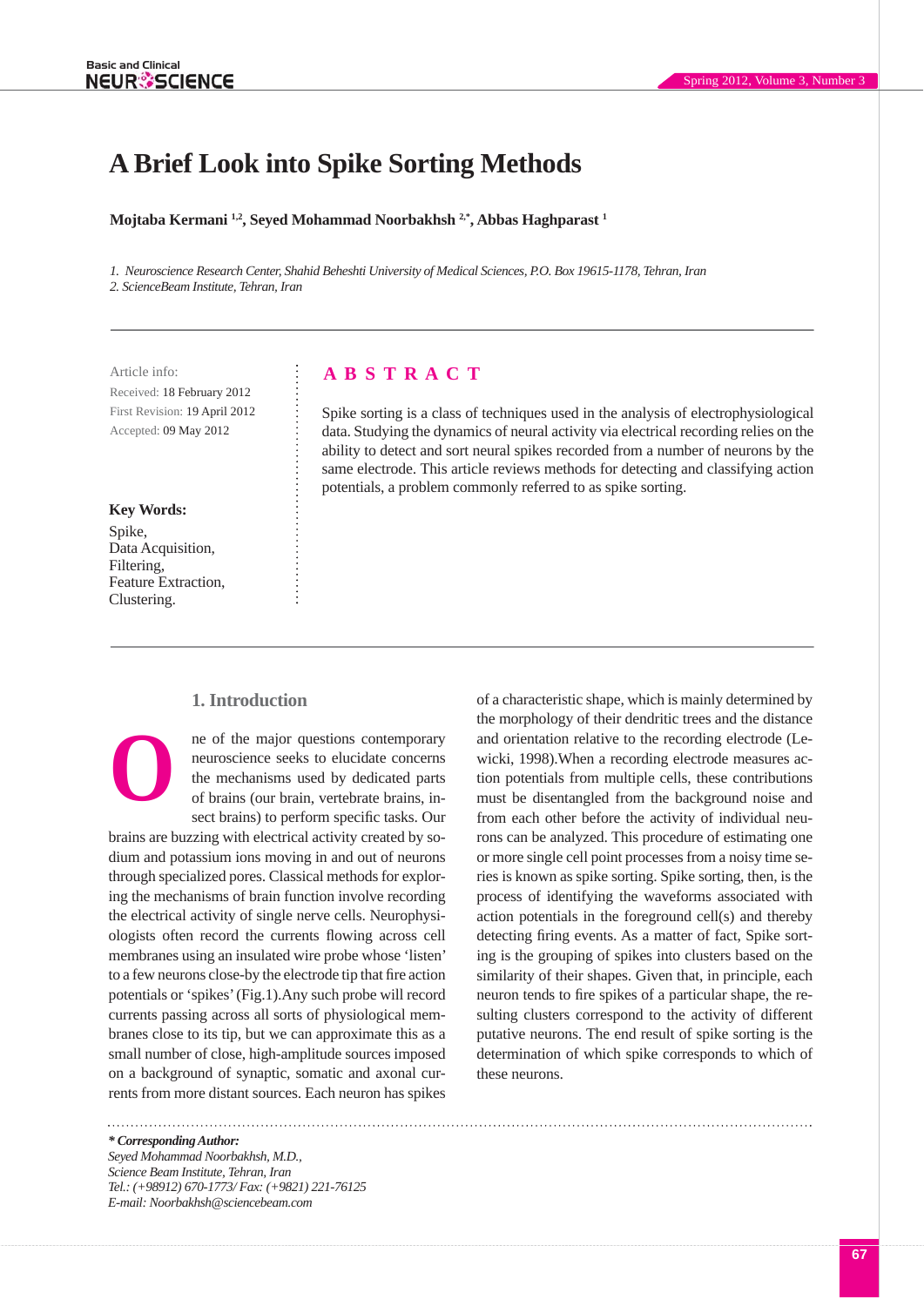# A Brief Look into Spike Sorting Methods

**Mojtaba Kermani [1,2], Seyed Mohammad Noorbakhsh [2,*], Abbas Haghparast [1]**

*1. Neuroscience Research Center, Shahid Beheshti University of Medical Sciences, P.O. Box 19615-1178, Tehran, Iran*
*2. ScienceBeam Institute, Tehran, Iran*

Article info:
Received: 18 February 2012
First Revision: 19 April 2012
Accepted: 09 May 2012

**Key Words:**
Spike,
Data Acquisition,
Filtering,
Feature Extraction,
Clustering.

## ABSTRACT

Spike sorting is a class of techniques used in the analysis of electrophysiological data. Studying the dynamics of neural activity via electrical recording relies on the ability to detect and sort neural spikes recorded from a number of neurons by the same electrode. This article reviews methods for detecting and classifying action potentials, a problem commonly referred to as spike sorting.

## 1. Introduction

One of the major questions contemporary neuroscience seeks to elucidate concerns the mechanisms used by dedicated parts of brains (our brain, vertebrate brains, insect brains) to perform specific tasks. Our brains are buzzing with electrical activity created by sodium and potassium ions moving in and out of neurons through specialized pores. Classical methods for exploring the mechanisms of brain function involve recording the electrical activity of single nerve cells. Neurophysiologists often record the currents flowing across cell membranes using an insulated wire probe whose 'listen' to a few neurons close-by the electrode tip that fire action potentials or 'spikes' (Fig.1).Any such probe will record currents passing across all sorts of physiological membranes close to its tip, but we can approximate this as a small number of close, high-amplitude sources imposed on a background of synaptic, somatic and axonal currents from more distant sources. Each neuron has spikes of a characteristic shape, which is mainly determined by the morphology of their dendritic trees and the distance and orientation relative to the recording electrode (Lewicki, 1998).When a recording electrode measures action potentials from multiple cells, these contributions must be disentangled from the background noise and from each other before the activity of individual neurons can be analyzed. This procedure of estimating one or more single cell point processes from a noisy time series is known as spike sorting. Spike sorting, then, is the process of identifying the waveforms associated with action potentials in the foreground cell(s) and thereby detecting firing events. As a matter of fact, Spike sorting is the grouping of spikes into clusters based on the similarity of their shapes. Given that, in principle, each neuron tends to fire spikes of a particular shape, the resulting clusters correspond to the activity of different putative neurons. The end result of spike sorting is the determination of which spike corresponds to which of these neurons.

***\* Corresponding Author:***
*Seyed Mohammad Noorbakhsh, M.D.,*
*Science Beam Institute, Tehran, Iran*
*Tel.: (+98912) 670-1773/ Fax: (+9821) 221-76125*
*E-mail: Noorbakhsh@sciencebeam.com*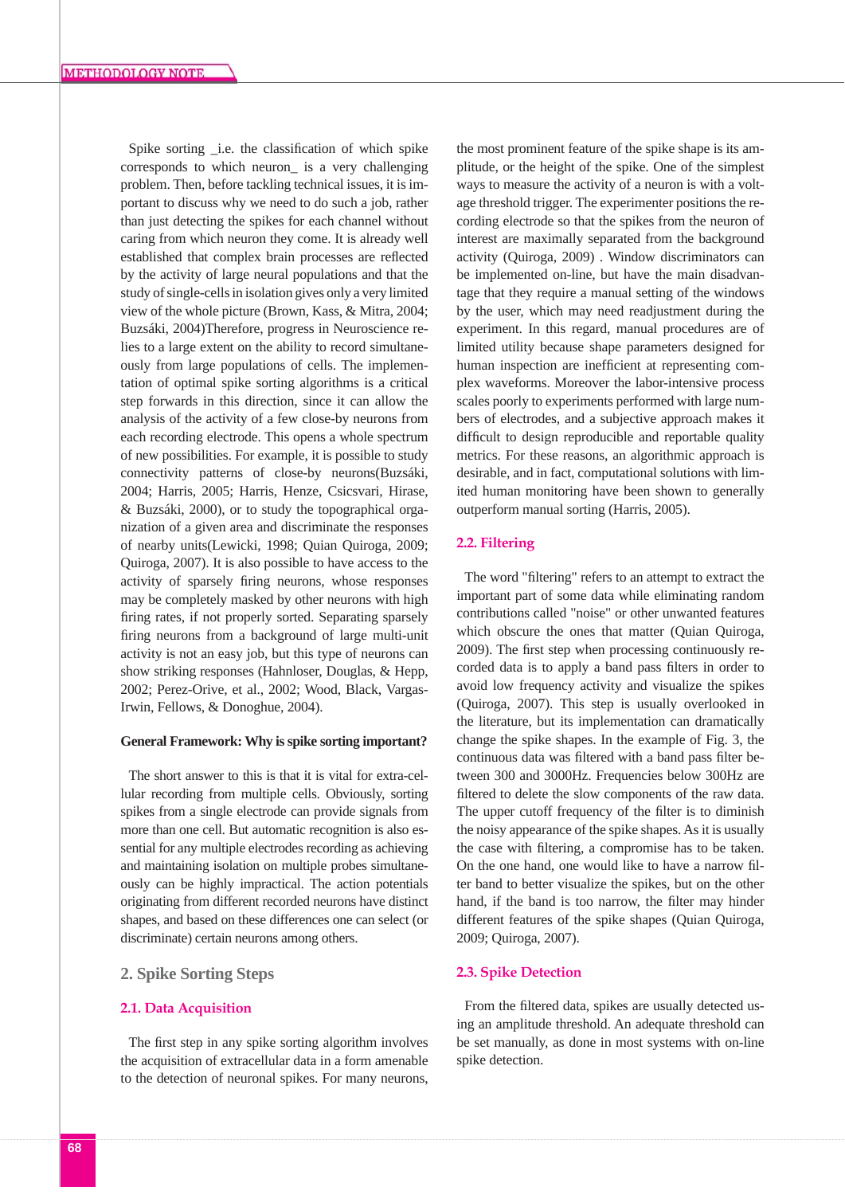Spike sorting _i.e. the classification of which spike corresponds to which neuron_ is a very challenging problem. Then, before tackling technical issues, it is important to discuss why we need to do such a job, rather than just detecting the spikes for each channel without caring from which neuron they come. It is already well established that complex brain processes are reflected by the activity of large neural populations and that the study of single-cells in isolation gives only a very limited view of the whole picture (Brown, Kass, & Mitra, 2004; Buzsáki, 2004)Therefore, progress in Neuroscience relies to a large extent on the ability to record simultaneously from large populations of cells. The implementation of optimal spike sorting algorithms is a critical step forwards in this direction, since it can allow the analysis of the activity of a few close-by neurons from each recording electrode. This opens a whole spectrum of new possibilities. For example, it is possible to study connectivity patterns of close-by neurons(Buzsáki, 2004; Harris, 2005; Harris, Henze, Csicsvari, Hirase, & Buzsáki, 2000), or to study the topographical organization of a given area and discriminate the responses of nearby units(Lewicki, 1998; Quian Quiroga, 2009; Quiroga, 2007). It is also possible to have access to the activity of sparsely firing neurons, whose responses may be completely masked by other neurons with high firing rates, if not properly sorted. Separating sparsely firing neurons from a background of large multi-unit activity is not an easy job, but this type of neurons can show striking responses (Hahnloser, Douglas, & Hepp, 2002; Perez-Orive, et al., 2002; Wood, Black, Vargas-Irwin, Fellows, & Donoghue, 2004).

**General Framework: Why is spike sorting important?**

The short answer to this is that it is vital for extra-cellular recording from multiple cells. Obviously, sorting spikes from a single electrode can provide signals from more than one cell. But automatic recognition is also essential for any multiple electrodes recording as achieving and maintaining isolation on multiple probes simultaneously can be highly impractical. The action potentials originating from different recorded neurons have distinct shapes, and based on these differences one can select (or discriminate) certain neurons among others.

## 2. Spike Sorting Steps

### 2.1. Data Acquisition

The first step in any spike sorting algorithm involves the acquisition of extracellular data in a form amenable to the detection of neuronal spikes. For many neurons, the most prominent feature of the spike shape is its amplitude, or the height of the spike. One of the simplest ways to measure the activity of a neuron is with a voltage threshold trigger. The experimenter positions the recording electrode so that the spikes from the neuron of interest are maximally separated from the background activity (Quiroga, 2009) . Window discriminators can be implemented on-line, but have the main disadvantage that they require a manual setting of the windows by the user, which may need readjustment during the experiment. In this regard, manual procedures are of limited utility because shape parameters designed for human inspection are inefficient at representing complex waveforms. Moreover the labor-intensive process scales poorly to experiments performed with large numbers of electrodes, and a subjective approach makes it difficult to design reproducible and reportable quality metrics. For these reasons, an algorithmic approach is desirable, and in fact, computational solutions with limited human monitoring have been shown to generally outperform manual sorting (Harris, 2005).

### 2.2. Filtering

The word "filtering" refers to an attempt to extract the important part of some data while eliminating random contributions called "noise" or other unwanted features which obscure the ones that matter (Quian Quiroga, 2009). The first step when processing continuously recorded data is to apply a band pass filters in order to avoid low frequency activity and visualize the spikes (Quiroga, 2007). This step is usually overlooked in the literature, but its implementation can dramatically change the spike shapes. In the example of Fig. 3, the continuous data was filtered with a band pass filter between 300 and 3000Hz. Frequencies below 300Hz are filtered to delete the slow components of the raw data. The upper cutoff frequency of the filter is to diminish the noisy appearance of the spike shapes. As it is usually the case with filtering, a compromise has to be taken. On the one hand, one would like to have a narrow filter band to better visualize the spikes, but on the other hand, if the band is too narrow, the filter may hinder different features of the spike shapes (Quian Quiroga, 2009; Quiroga, 2007).

### 2.3. Spike Detection

From the filtered data, spikes are usually detected using an amplitude threshold. An adequate threshold can be set manually, as done in most systems with on-line spike detection.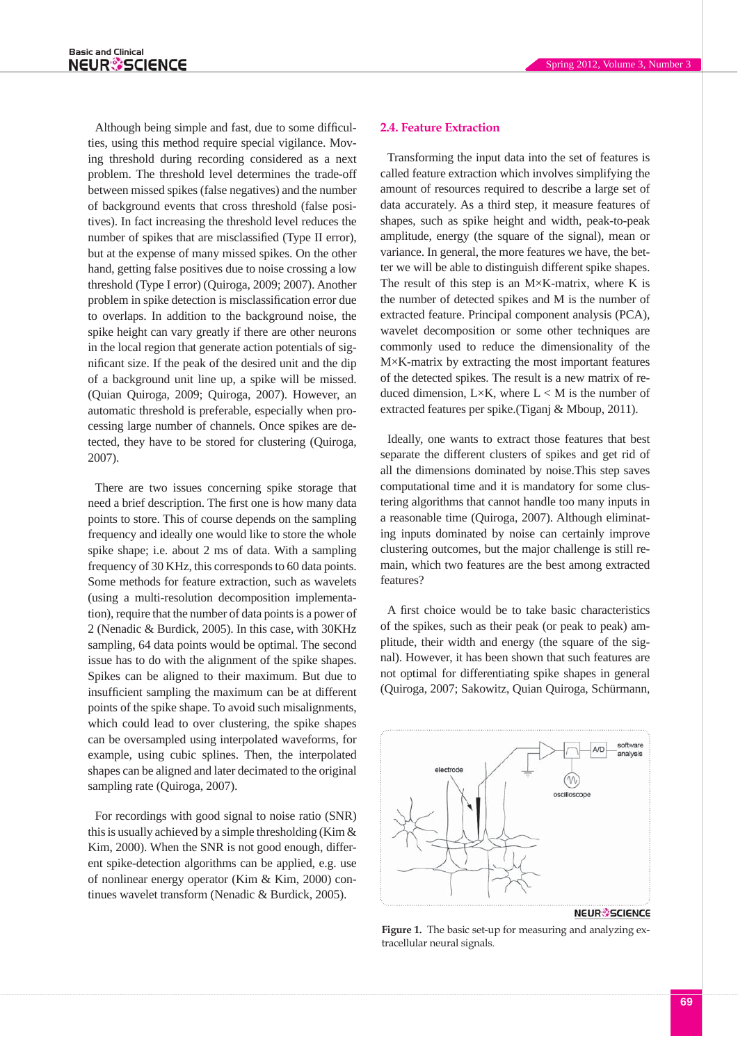Although being simple and fast, due to some difficulties, using this method require special vigilance. Moving threshold during recording considered as a next problem. The threshold level determines the trade-off between missed spikes (false negatives) and the number of background events that cross threshold (false positives). In fact increasing the threshold level reduces the number of spikes that are misclassified (Type II error), but at the expense of many missed spikes. On the other hand, getting false positives due to noise crossing a low threshold (Type I error) (Quiroga, 2009; 2007). Another problem in spike detection is misclassification error due to overlaps. In addition to the background noise, the spike height can vary greatly if there are other neurons in the local region that generate action potentials of significant size. If the peak of the desired unit and the dip of a background unit line up, a spike will be missed. (Quian Quiroga, 2009; Quiroga, 2007). However, an automatic threshold is preferable, especially when processing large number of channels. Once spikes are detected, they have to be stored for clustering (Quiroga, 2007).

There are two issues concerning spike storage that need a brief description. The first one is how many data points to store. This of course depends on the sampling frequency and ideally one would like to store the whole spike shape; i.e. about 2 ms of data. With a sampling frequency of 30 KHz, this corresponds to 60 data points. Some methods for feature extraction, such as wavelets (using a multi-resolution decomposition implementation), require that the number of data points is a power of 2 (Nenadic & Burdick, 2005). In this case, with 30KHz sampling, 64 data points would be optimal. The second issue has to do with the alignment of the spike shapes. Spikes can be aligned to their maximum. But due to insufficient sampling the maximum can be at different points of the spike shape. To avoid such misalignments, which could lead to over clustering, the spike shapes can be oversampled using interpolated waveforms, for example, using cubic splines. Then, the interpolated shapes can be aligned and later decimated to the original sampling rate (Quiroga, 2007).

For recordings with good signal to noise ratio (SNR) this is usually achieved by a simple thresholding (Kim & Kim, 2000). When the SNR is not good enough, different spike-detection algorithms can be applied, e.g. use of nonlinear energy operator (Kim & Kim, 2000) continues wavelet transform (Nenadic & Burdick, 2005).

## 2.4. Feature Extraction

Transforming the input data into the set of features is called feature extraction which involves simplifying the amount of resources required to describe a large set of data accurately. As a third step, it measure features of shapes, such as spike height and width, peak-to-peak amplitude, energy (the square of the signal), mean or variance. In general, the more features we have, the better we will be able to distinguish different spike shapes. The result of this step is an M×K-matrix, where K is the number of detected spikes and M is the number of extracted feature. Principal component analysis (PCA), wavelet decomposition or some other techniques are commonly used to reduce the dimensionality of the M×K-matrix by extracting the most important features of the detected spikes. The result is a new matrix of reduced dimension, L×K, where $L < M$ is the number of extracted features per spike.(Tiganj & Mboup, 2011).

Ideally, one wants to extract those features that best separate the different clusters of spikes and get rid of all the dimensions dominated by noise.This step saves computational time and it is mandatory for some clustering algorithms that cannot handle too many inputs in a reasonable time (Quiroga, 2007). Although eliminating inputs dominated by noise can certainly improve clustering outcomes, but the major challenge is still remain, which two features are the best among extracted features?

A first choice would be to take basic characteristics of the spikes, such as their peak (or peak to peak) amplitude, their width and energy (the square of the signal). However, it has been shown that such features are not optimal for differentiating spike shapes in general (Quiroga, 2007; Sakowitz, Quian Quiroga, Schürmann,

**Figure 1.** The basic set-up for measuring and analyzing extracellular neural signals.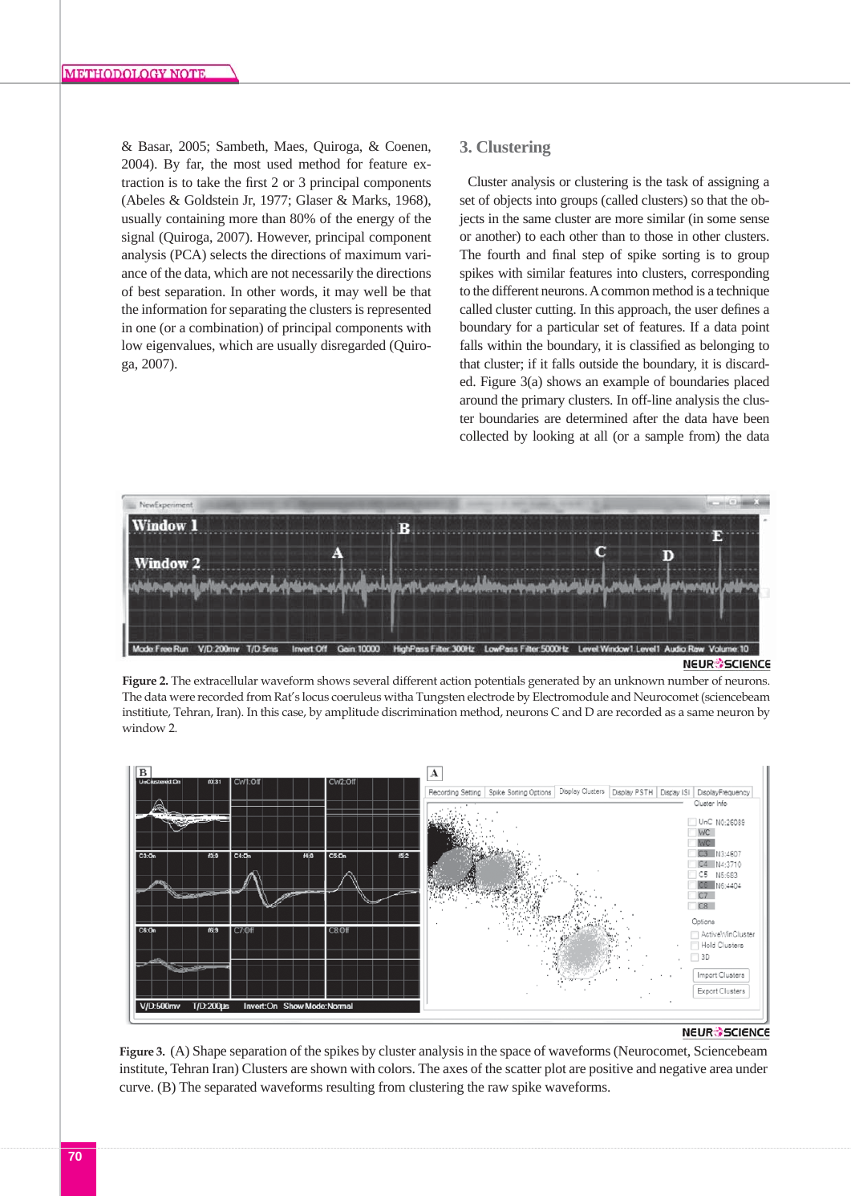& Basar, 2005; Sambeth, Maes, Quiroga, & Coenen, 2004). By far, the most used method for feature extraction is to take the first 2 or 3 principal components (Abeles & Goldstein Jr, 1977; Glaser & Marks, 1968), usually containing more than 80% of the energy of the signal (Quiroga, 2007). However, principal component analysis (PCA) selects the directions of maximum variance of the data, which are not necessarily the directions of best separation. In other words, it may well be that the information for separating the clusters is represented in one (or a combination) of principal components with low eigenvalues, which are usually disregarded (Quiroga, 2007).

## 3. Clustering

Cluster analysis or clustering is the task of assigning a set of objects into groups (called clusters) so that the objects in the same cluster are more similar (in some sense or another) to each other than to those in other clusters. The fourth and final step of spike sorting is to group spikes with similar features into clusters, corresponding to the different neurons. A common method is a technique called cluster cutting. In this approach, the user defines a boundary for a particular set of features. If a data point falls within the boundary, it is classified as belonging to that cluster; if it falls outside the boundary, it is discarded. Figure 3(a) shows an example of boundaries placed around the primary clusters. In off-line analysis the cluster boundaries are determined after the data have been collected by looking at all (or a sample from) the data

**Figure 2.** The extracellular waveform shows several different action potentials generated by an unknown number of neurons. The data were recorded from Rat's locus coeruleus witha Tungsten electrode by Electromodule and Neurocomet (sciencebeam institute, Tehran, Iran). In this case, by amplitude discrimination method, neurons C and D are recorded as a same neuron by window 2.

**Figure 3.** (A) Shape separation of the spikes by cluster analysis in the space of waveforms (Neurocomet, Sciencebeam institute, Tehran Iran) Clusters are shown with colors. The axes of the scatter plot are positive and negative area under curve. (B) The separated waveforms resulting from clustering the raw spike waveforms.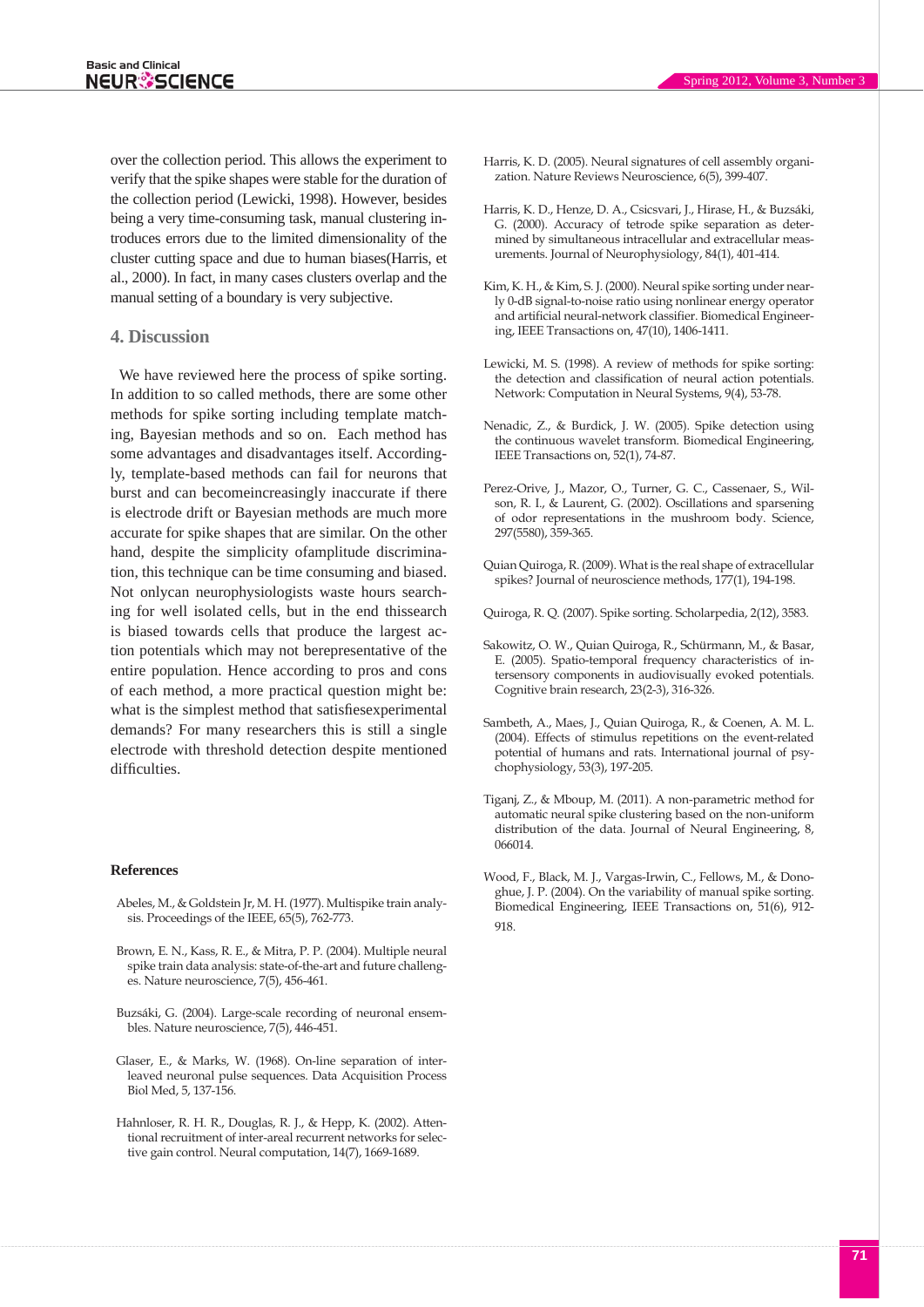over the collection period. This allows the experiment to verify that the spike shapes were stable for the duration of the collection period (Lewicki, 1998). However, besides being a very time-consuming task, manual clustering introduces errors due to the limited dimensionality of the cluster cutting space and due to human biases(Harris, et al., 2000). In fact, in many cases clusters overlap and the manual setting of a boundary is very subjective.

## 4. Discussion

We have reviewed here the process of spike sorting. In addition to so called methods, there are some other methods for spike sorting including template matching, Bayesian methods and so on. Each method has some advantages and disadvantages itself. Accordingly, template-based methods can fail for neurons that burst and can becomeincreasingly inaccurate if there is electrode drift or Bayesian methods are much more accurate for spike shapes that are similar. On the other hand, despite the simplicity ofamplitude discrimination, this technique can be time consuming and biased. Not onlycan neurophysiologists waste hours searching for well isolated cells, but in the end thissearch is biased towards cells that produce the largest action potentials which may not berepresentative of the entire population. Hence according to pros and cons of each method, a more practical question might be: what is the simplest method that satisfiesexperimental demands? For many researchers this is still a single electrode with threshold detection despite mentioned difficulties.

## References

Abeles, M., & Goldstein Jr, M. H. (1977). Multispike train analysis. Proceedings of the IEEE, 65(5), 762-773.

Brown, E. N., Kass, R. E., & Mitra, P. P. (2004). Multiple neural spike train data analysis: state-of-the-art and future challenges. Nature neuroscience, 7(5), 456-461.

Buzsáki, G. (2004). Large-scale recording of neuronal ensembles. Nature neuroscience, 7(5), 446-451.

Glaser, E., & Marks, W. (1968). On-line separation of interleaved neuronal pulse sequences. Data Acquisition Process Biol Med, 5, 137-156.

Hahnloser, R. H. R., Douglas, R. J., & Hepp, K. (2002). Attentional recruitment of inter-areal recurrent networks for selective gain control. Neural computation, 14(7), 1669-1689.

Harris, K. D. (2005). Neural signatures of cell assembly organization. Nature Reviews Neuroscience, 6(5), 399-407.

Harris, K. D., Henze, D. A., Csicsvari, J., Hirase, H., & Buzsáki, G. (2000). Accuracy of tetrode spike separation as determined by simultaneous intracellular and extracellular measurements. Journal of Neurophysiology, 84(1), 401-414.

Kim, K. H., & Kim, S. J. (2000). Neural spike sorting under nearly 0-dB signal-to-noise ratio using nonlinear energy operator and artificial neural-network classifier. Biomedical Engineering, IEEE Transactions on, 47(10), 1406-1411.

Lewicki, M. S. (1998). A review of methods for spike sorting: the detection and classification of neural action potentials. Network: Computation in Neural Systems, 9(4), 53-78.

Nenadic, Z., & Burdick, J. W. (2005). Spike detection using the continuous wavelet transform. Biomedical Engineering, IEEE Transactions on, 52(1), 74-87.

Perez-Orive, J., Mazor, O., Turner, G. C., Cassenaer, S., Wilson, R. I., & Laurent, G. (2002). Oscillations and sparsening of odor representations in the mushroom body. Science, 297(5580), 359-365.

Quian Quiroga, R. (2009). What is the real shape of extracellular spikes? Journal of neuroscience methods, 177(1), 194-198.

Quiroga, R. Q. (2007). Spike sorting. Scholarpedia, 2(12), 3583.

Sakowitz, O. W., Quian Quiroga, R., Schürmann, M., & Basar, E. (2005). Spatio-temporal frequency characteristics of intersensory components in audiovisually evoked potentials. Cognitive brain research, 23(2-3), 316-326.

Sambeth, A., Maes, J., Quian Quiroga, R., & Coenen, A. M. L. (2004). Effects of stimulus repetitions on the event-related potential of humans and rats. International journal of psychophysiology, 53(3), 197-205.

Tiganj, Z., & Mboup, M. (2011). A non-parametric method for automatic neural spike clustering based on the non-uniform distribution of the data. Journal of Neural Engineering, 8, 066014.

Wood, F., Black, M. J., Vargas-Irwin, C., Fellows, M., & Donoghue, J. P. (2004). On the variability of manual spike sorting. Biomedical Engineering, IEEE Transactions on, 51(6), 912-918.